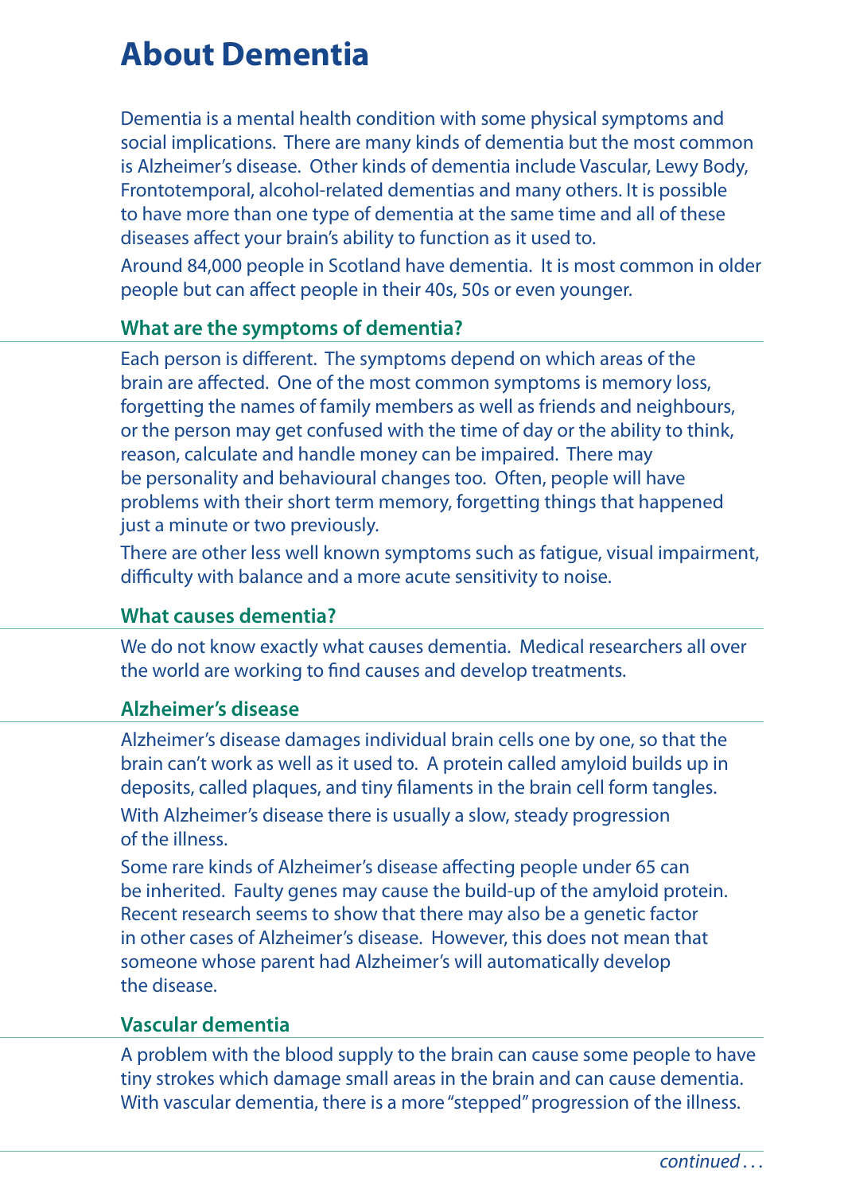# About Dementia

Dementia is a mental health condition with some physical symptoms and social implications. There are many kinds of dementia but the most common is Alzheimer's disease. Other kinds of dementia include Vascular, Lewy Body, Frontotemporal, alcohol-related dementias and many others. It is possible to have more than one type of dementia at the same time and all of these diseases affect your brain's ability to function as it used to.

Around 84,000 people in Scotland have dementia. It is most common in older people but can affect people in their 40s, 50s or even younger.

## What are the symptoms of dementia?

Each person is different. The symptoms depend on which areas of the brain are affected. One of the most common symptoms is memory loss, forgetting the names of family members as well as friends and neighbours, or the person may get confused with the time of day or the ability to think, reason, calculate and handle money can be impaired. There may be personality and behavioural changes too. Often, people will have problems with their short term memory, forgetting things that happened just a minute or two previously.

There are other less well known symptoms such as fatigue, visual impairment, difficulty with balance and a more acute sensitivity to noise.

## What causes dementia?

We do not know exactly what causes dementia. Medical researchers all over the world are working to find causes and develop treatments.

## Alzheimer's disease

Alzheimer's disease damages individual brain cells one by one, so that the brain can't work as well as it used to. A protein called amyloid builds up in deposits, called plaques, and tiny filaments in the brain cell form tangles.

With Alzheimer's disease there is usually a slow, steady progression of the illness.

Some rare kinds of Alzheimer's disease affecting people under 65 can be inherited. Faulty genes may cause the build-up of the amyloid protein. Recent research seems to show that there may also be a genetic factor in other cases of Alzheimer's disease. However, this does not mean that someone whose parent had Alzheimer's will automatically develop the disease.

## Vascular dementia

A problem with the blood supply to the brain can cause some people to have tiny strokes which damage small areas in the brain and can cause dementia. With vascular dementia, there is a more "stepped" progression of the illness.

*continued . . .*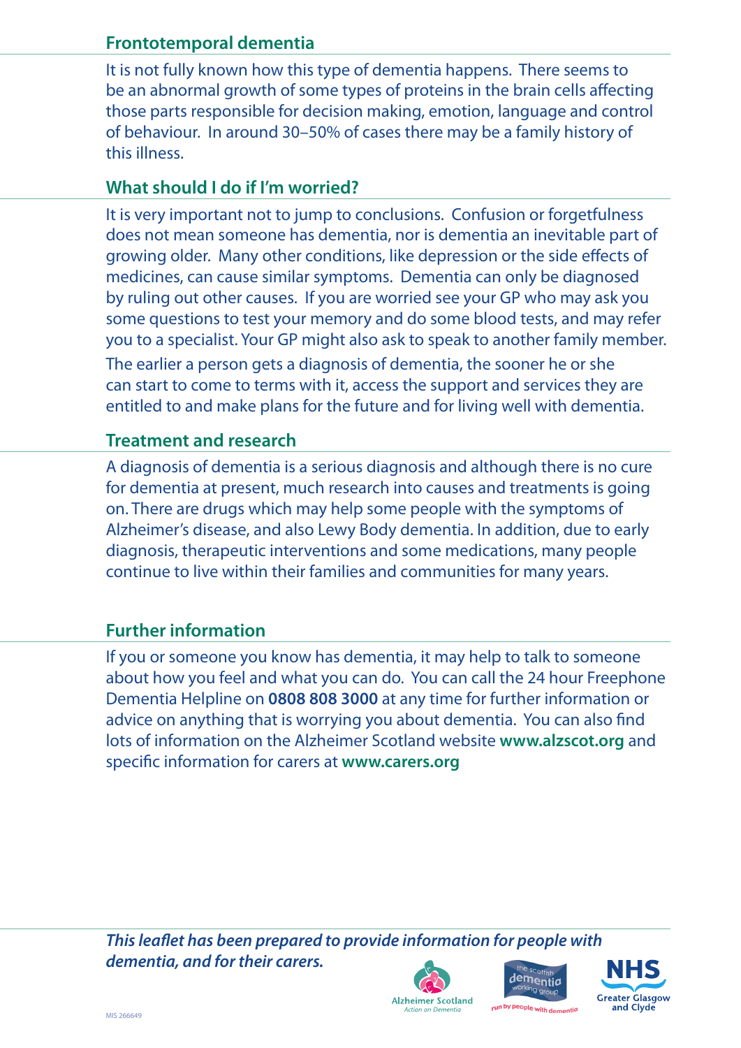## Frontotemporal dementia

It is not fully known how this type of dementia happens. There seems to be an abnormal growth of some types of proteins in the brain cells affecting those parts responsible for decision making, emotion, language and control of behaviour. In around 30–50% of cases there may be a family history of this illness.

## What should I do if I'm worried?

It is very important not to jump to conclusions. Confusion or forgetfulness does not mean someone has dementia, nor is dementia an inevitable part of growing older. Many other conditions, like depression or the side effects of medicines, can cause similar symptoms. Dementia can only be diagnosed by ruling out other causes. If you are worried see your GP who may ask you some questions to test your memory and do some blood tests, and may refer you to a specialist. Your GP might also ask to speak to another family member.

The earlier a person gets a diagnosis of dementia, the sooner he or she can start to come to terms with it, access the support and services they are entitled to and make plans for the future and for living well with dementia.

## Treatment and research

A diagnosis of dementia is a serious diagnosis and although there is no cure for dementia at present, much research into causes and treatments is going on. There are drugs which may help some people with the symptoms of Alzheimer's disease, and also Lewy Body dementia. In addition, due to early diagnosis, therapeutic interventions and some medications, many people continue to live within their families and communities for many years.

## Further information

If you or someone you know has dementia, it may help to talk to someone about how you feel and what you can do. You can call the 24 hour Freephone Dementia Helpline on **0808 808 3000** at any time for further information or advice on anything that is worrying you about dementia. You can also find lots of information on the Alzheimer Scotland website **www.alzscot.org** and specific information for carers at **www.carers.org**

***This leaflet has been prepared to provide information for people with dementia, and for their carers.***

Alzheimer Scotland
Action on Dementia

the scottish dementia working group
run by people with dementia

NHS
Greater Glasgow and Clyde

MIS 266649